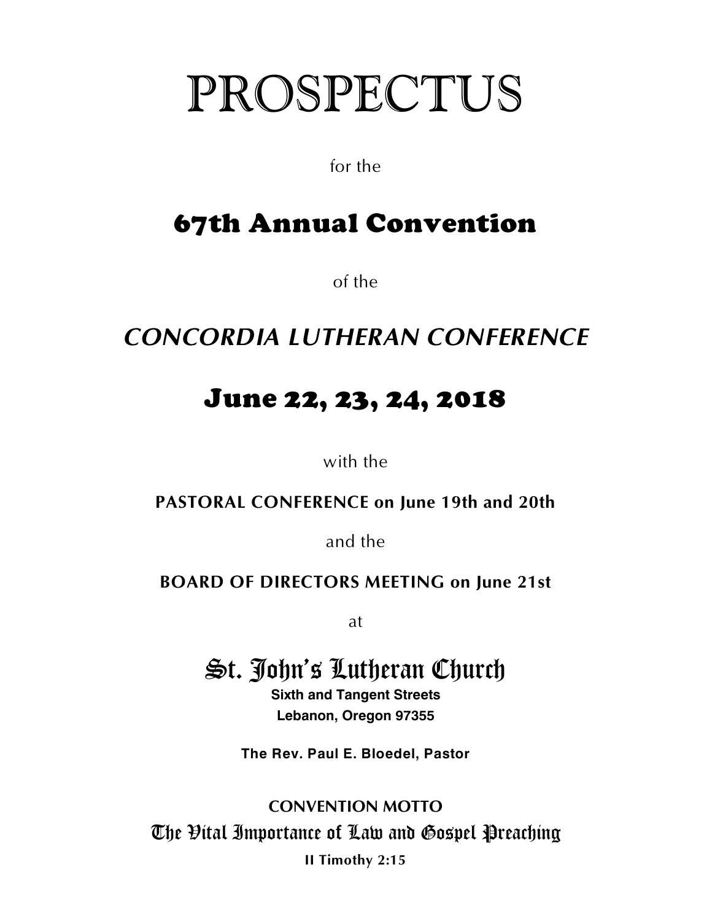# PROSPECTUS

for the

## 67th Annual Convention

of the

## *CONCORDIA LUTHERAN CONFERENCE*

## June 22, 23, 24, 2018

with the

**PASTORAL CONFERENCE on June 19th and 20th**

and the

**BOARD OF DIRECTORS MEETING on June 21st**

at

### St. John's Lutheran Church

**Sixth and Tangent Streets**
**Lebanon, Oregon 97355**

**The Rev. Paul E. Bloedel, Pastor**

**CONVENTION MOTTO**

The Vital Importance of Law and Gospel Preaching

**II Timothy 2:15**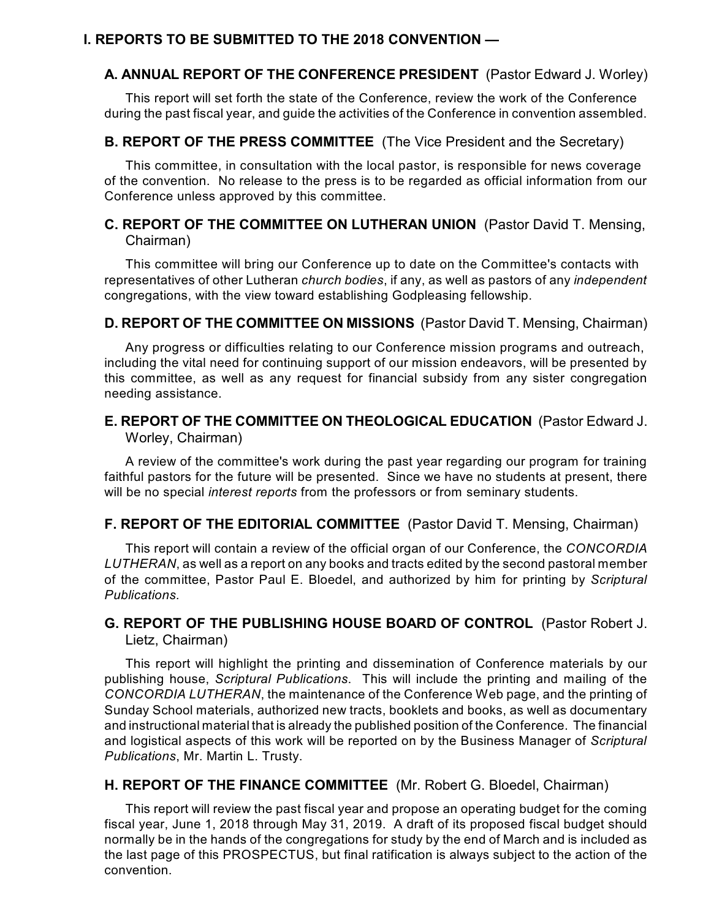## I. REPORTS TO BE SUBMITTED TO THE 2018 CONVENTION —

### A. ANNUAL REPORT OF THE CONFERENCE PRESIDENT (Pastor Edward J. Worley)

This report will set forth the state of the Conference, review the work of the Conference during the past fiscal year, and guide the activities of the Conference in convention assembled.

### B. REPORT OF THE PRESS COMMITTEE (The Vice President and the Secretary)

This committee, in consultation with the local pastor, is responsible for news coverage of the convention. No release to the press is to be regarded as official information from our Conference unless approved by this committee.

### C. REPORT OF THE COMMITTEE ON LUTHERAN UNION (Pastor David T. Mensing, Chairman)

This committee will bring our Conference up to date on the Committee's contacts with representatives of other Lutheran *church bodies*, if any, as well as pastors of any *independent* congregations, with the view toward establishing Godpleasing fellowship.

### D. REPORT OF THE COMMITTEE ON MISSIONS (Pastor David T. Mensing, Chairman)

Any progress or difficulties relating to our Conference mission programs and outreach, including the vital need for continuing support of our mission endeavors, will be presented by this committee, as well as any request for financial subsidy from any sister congregation needing assistance.

### E. REPORT OF THE COMMITTEE ON THEOLOGICAL EDUCATION (Pastor Edward J. Worley, Chairman)

A review of the committee's work during the past year regarding our program for training faithful pastors for the future will be presented. Since we have no students at present, there will be no special *interest reports* from the professors or from seminary students.

### F. REPORT OF THE EDITORIAL COMMITTEE (Pastor David T. Mensing, Chairman)

This report will contain a review of the official organ of our Conference, the *CONCORDIA LUTHERAN*, as well as a report on any books and tracts edited by the second pastoral member of the committee, Pastor Paul E. Bloedel, and authorized by him for printing by *Scriptural Publications.*

### G. REPORT OF THE PUBLISHING HOUSE BOARD OF CONTROL (Pastor Robert J. Lietz, Chairman)

This report will highlight the printing and dissemination of Conference materials by our publishing house, *Scriptural Publications*. This will include the printing and mailing of the *CONCORDIA LUTHERAN*, the maintenance of the Conference Web page, and the printing of Sunday School materials, authorized new tracts, booklets and books, as well as documentary and instructional material that is already the published position of the Conference. The financial and logistical aspects of this work will be reported on by the Business Manager of *Scriptural Publications*, Mr. Martin L. Trusty.

### H. REPORT OF THE FINANCE COMMITTEE (Mr. Robert G. Bloedel, Chairman)

This report will review the past fiscal year and propose an operating budget for the coming fiscal year, June 1, 2018 through May 31, 2019. A draft of its proposed fiscal budget should normally be in the hands of the congregations for study by the end of March and is included as the last page of this PROSPECTUS, but final ratification is always subject to the action of the convention.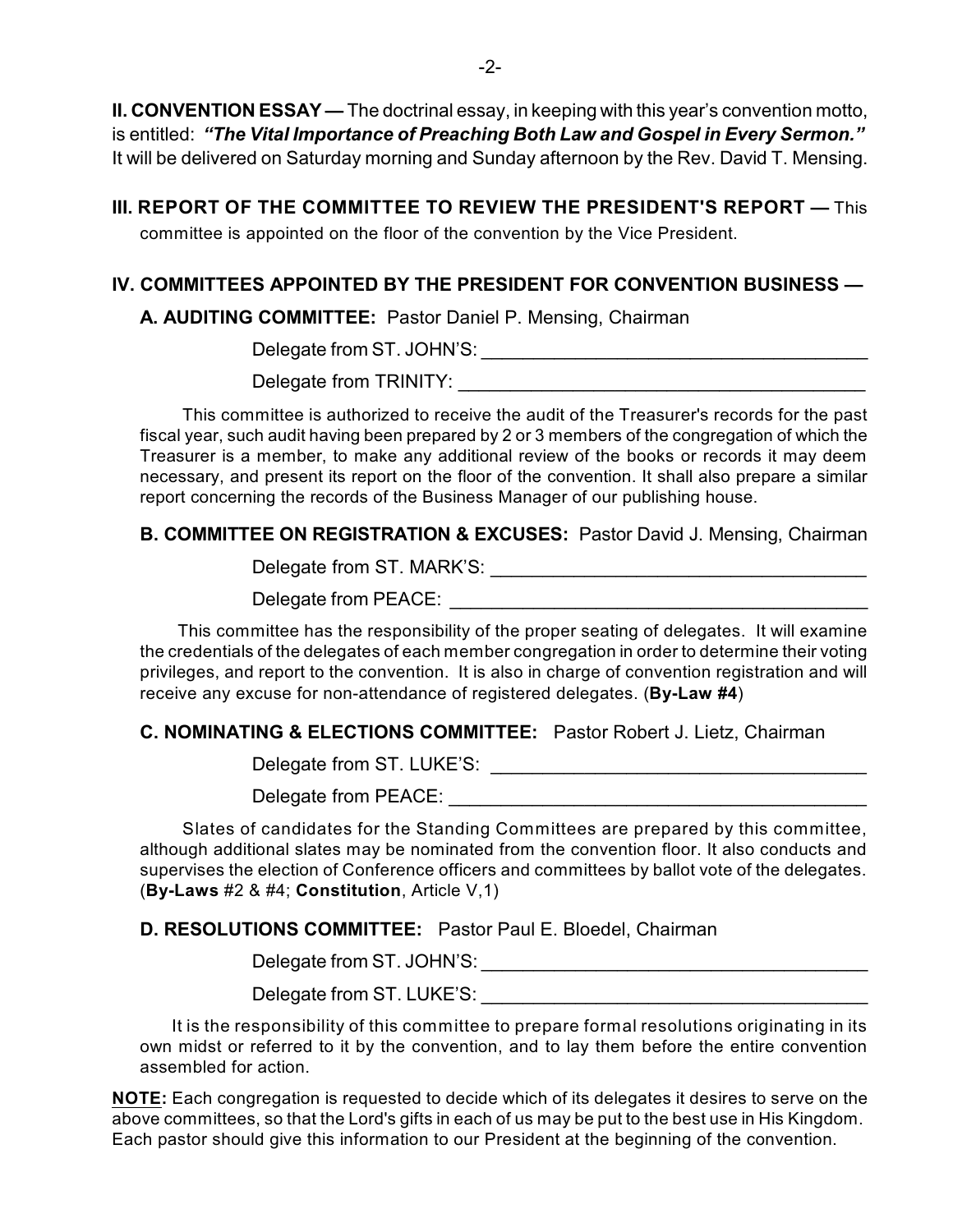**II. CONVENTION ESSAY —** The doctrinal essay, in keeping with this year's convention motto, is entitled: ***"The Vital Importance of Preaching Both Law and Gospel in Every Sermon."*** It will be delivered on Saturday morning and Sunday afternoon by the Rev. David T. Mensing.

**III. REPORT OF THE COMMITTEE TO REVIEW THE PRESIDENT'S REPORT —** This committee is appointed on the floor of the convention by the Vice President.

**IV. COMMITTEES APPOINTED BY THE PRESIDENT FOR CONVENTION BUSINESS —**

**A. AUDITING COMMITTEE:** Pastor Daniel P. Mensing, Chairman

Delegate from ST. JOHN'S: ______________________________________

Delegate from TRINITY: ________________________________________

This committee is authorized to receive the audit of the Treasurer's records for the past fiscal year, such audit having been prepared by 2 or 3 members of the congregation of which the Treasurer is a member, to make any additional review of the books or records it may deem necessary, and present its report on the floor of the convention. It shall also prepare a similar report concerning the records of the Business Manager of our publishing house.

**B. COMMITTEE ON REGISTRATION & EXCUSES:** Pastor David J. Mensing, Chairman

Delegate from ST. MARK'S: _____________________________________

Delegate from PEACE: _________________________________________

This committee has the responsibility of the proper seating of delegates. It will examine the credentials of the delegates of each member congregation in order to determine their voting privileges, and report to the convention. It is also in charge of convention registration and will receive any excuse for non-attendance of registered delegates. (**By-Law #4**)

**C. NOMINATING & ELECTIONS COMMITTEE:** Pastor Robert J. Lietz, Chairman

Delegate from ST. LUKE'S: ______________________________________

Delegate from PEACE: __________________________________________

Slates of candidates for the Standing Committees are prepared by this committee, although additional slates may be nominated from the convention floor. It also conducts and supervises the election of Conference officers and committees by ballot vote of the delegates. (**By-Laws** #2 & #4; **Constitution**, Article V,1)

**D. RESOLUTIONS COMMITTEE:** Pastor Paul E. Bloedel, Chairman

Delegate from ST. JOHN'S: ______________________________________

Delegate from ST. LUKE'S: ______________________________________

It is the responsibility of this committee to prepare formal resolutions originating in its own midst or referred to it by the convention, and to lay them before the entire convention assembled for action.

**NOTE:** Each congregation is requested to decide which of its delegates it desires to serve on the above committees, so that the Lord's gifts in each of us may be put to the best use in His Kingdom. Each pastor should give this information to our President at the beginning of the convention.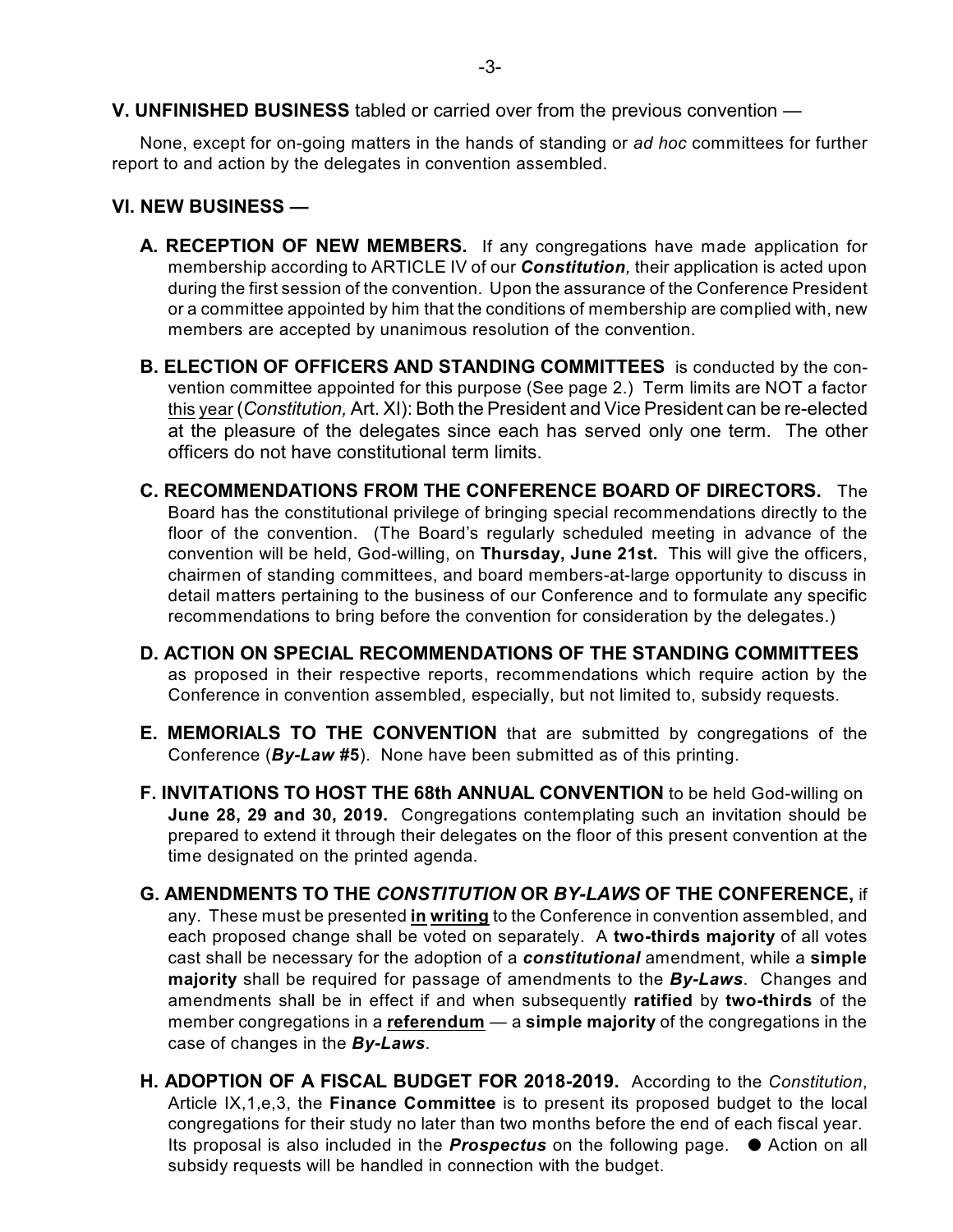## V. UNFINISHED BUSINESS tabled or carried over from the previous convention —

None, except for on-going matters in the hands of standing or *ad hoc* committees for further report to and action by the delegates in convention assembled.

## VI. NEW BUSINESS —

**A. RECEPTION OF NEW MEMBERS.** If any congregations have made application for membership according to ARTICLE IV of our ***Constitution,*** their application is acted upon during the first session of the convention. Upon the assurance of the Conference President or a committee appointed by him that the conditions of membership are complied with, new members are accepted by unanimous resolution of the convention.

**B. ELECTION OF OFFICERS AND STANDING COMMITTEES** is conducted by the convention committee appointed for this purpose (See page 2.) Term limits are NOT a factor <u>this year</u> (*Constitution,* Art. XI): Both the President and Vice President can be re-elected at the pleasure of the delegates since each has served only one term. The other officers do not have constitutional term limits.

**C. RECOMMENDATIONS FROM THE CONFERENCE BOARD OF DIRECTORS.** The Board has the constitutional privilege of bringing special recommendations directly to the floor of the convention. (The Board's regularly scheduled meeting in advance of the convention will be held, God-willing, on **Thursday, June 21st.** This will give the officers, chairmen of standing committees, and board members-at-large opportunity to discuss in detail matters pertaining to the business of our Conference and to formulate any specific recommendations to bring before the convention for consideration by the delegates.)

**D. ACTION ON SPECIAL RECOMMENDATIONS OF THE STANDING COMMITTEES** as proposed in their respective reports, recommendations which require action by the Conference in convention assembled, especially, but not limited to, subsidy requests.

**E. MEMORIALS TO THE CONVENTION** that are submitted by congregations of the Conference (***By-Law #5***). None have been submitted as of this printing.

**F. INVITATIONS TO HOST THE 68th ANNUAL CONVENTION** to be held God-willing on **June 28, 29 and 30, 2019.** Congregations contemplating such an invitation should be prepared to extend it through their delegates on the floor of this present convention at the time designated on the printed agenda.

**G. AMENDMENTS TO THE *CONSTITUTION* OR *BY-LAWS* OF THE CONFERENCE,** if any. These must be presented **<u>in writing</u>** to the Conference in convention assembled, and each proposed change shall be voted on separately. A **two-thirds majority** of all votes cast shall be necessary for the adoption of a ***constitutional*** amendment, while a **simple majority** shall be required for passage of amendments to the ***By-Laws***. Changes and amendments shall be in effect if and when subsequently **ratified** by **two-thirds** of the member congregations in a **<u>referendum</u>** — a **simple majority** of the congregations in the case of changes in the ***By-Laws***.

**H. ADOPTION OF A FISCAL BUDGET FOR 2018-2019.** According to the *Constitution*, Article IX,1,e,3, the **Finance Committee** is to present its proposed budget to the local congregations for their study no later than two months before the end of each fiscal year. Its proposal is also included in the ***Prospectus*** on the following page. ● Action on all subsidy requests will be handled in connection with the budget.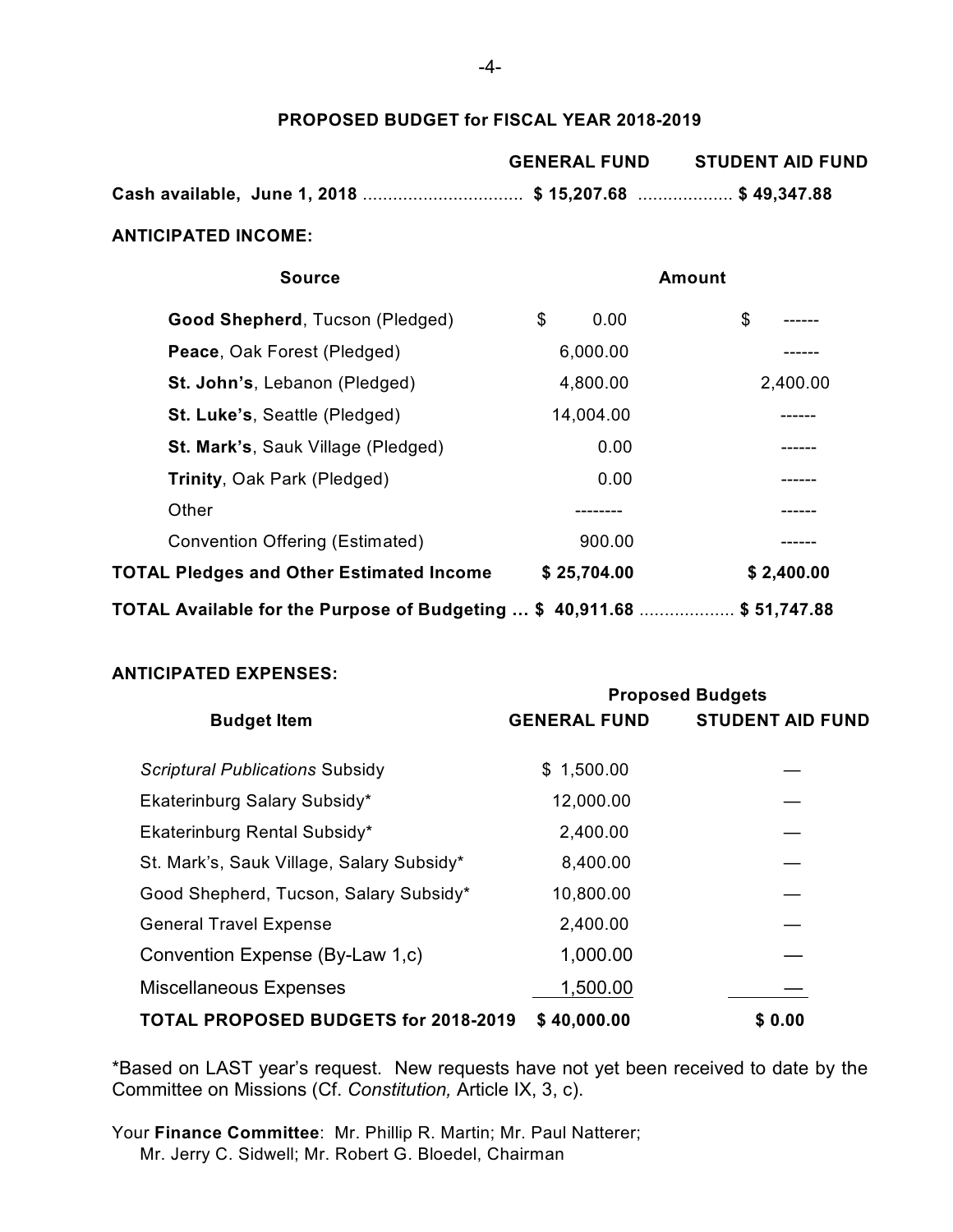## PROPOSED BUDGET for FISCAL YEAR 2018-2019

| | GENERAL FUND | STUDENT AID FUND |
|---|---|---|
| **Cash available, June 1, 2018** ................................ | **$ 15,207.68** .................. | **$ 49,347.88** |

**ANTICIPATED INCOME:**

| Source | Amount | |
|---|---|---|
| **Good Shepherd**, Tucson (Pledged) | $ 0.00 | $ ------ |
| **Peace**, Oak Forest (Pledged) | 6,000.00 | ------ |
| **St. John's**, Lebanon (Pledged) | 4,800.00 | 2,400.00 |
| **St. Luke's**, Seattle (Pledged) | 14,004.00 | ------ |
| **St. Mark's**, Sauk Village (Pledged) | 0.00 | ------ |
| **Trinity**, Oak Park (Pledged) | 0.00 | ------ |
| Other | -------- | ------ |
| Convention Offering (Estimated) | 900.00 | ------ |
| **TOTAL Pledges and Other Estimated Income** | **$ 25,704.00** | **$ 2,400.00** |
| **TOTAL Available for the Purpose of Budgeting ...** | **$ 40,911.68** .................. | **$ 51,747.88** |

**ANTICIPATED EXPENSES:**

| Budget Item | Proposed Budgets | |
|---|---|---|
| | **GENERAL FUND** | **STUDENT AID FUND** |
| *Scriptural Publications* Subsidy | $ 1,500.00 | — |
| Ekaterinburg Salary Subsidy* | 12,000.00 | — |
| Ekaterinburg Rental Subsidy* | 2,400.00 | — |
| St. Mark's, Sauk Village, Salary Subsidy* | 8,400.00 | — |
| Good Shepherd, Tucson, Salary Subsidy* | 10,800.00 | — |
| General Travel Expense | 2,400.00 | — |
| Convention Expense (By-Law 1,c) | 1,000.00 | — |
| Miscellaneous Expenses | 1,500.00 | — |
| **TOTAL PROPOSED BUDGETS for 2018-2019** | **$ 40,000.00** | **$ 0.00** |

*Based on LAST year's request. New requests have not yet been received to date by the Committee on Missions (Cf. *Constitution,* Article IX, 3, c).

Your **Finance Committee**: Mr. Phillip R. Martin; Mr. Paul Natterer;
Mr. Jerry C. Sidwell; Mr. Robert G. Bloedel, Chairman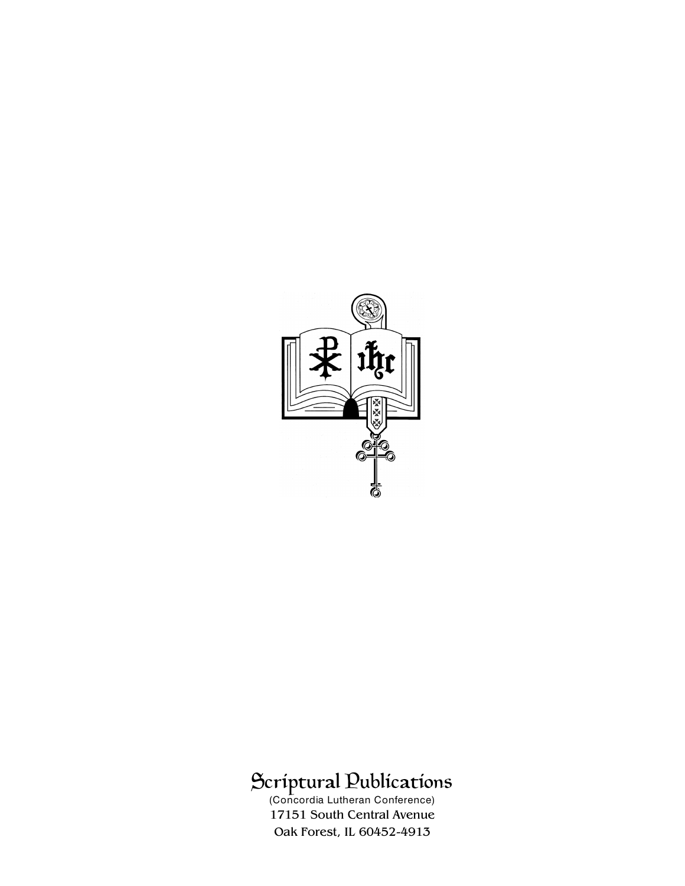Scriptural Publications

(Concordia Lutheran Conference)

17151 South Central Avenue

Oak Forest, IL 60452-4913